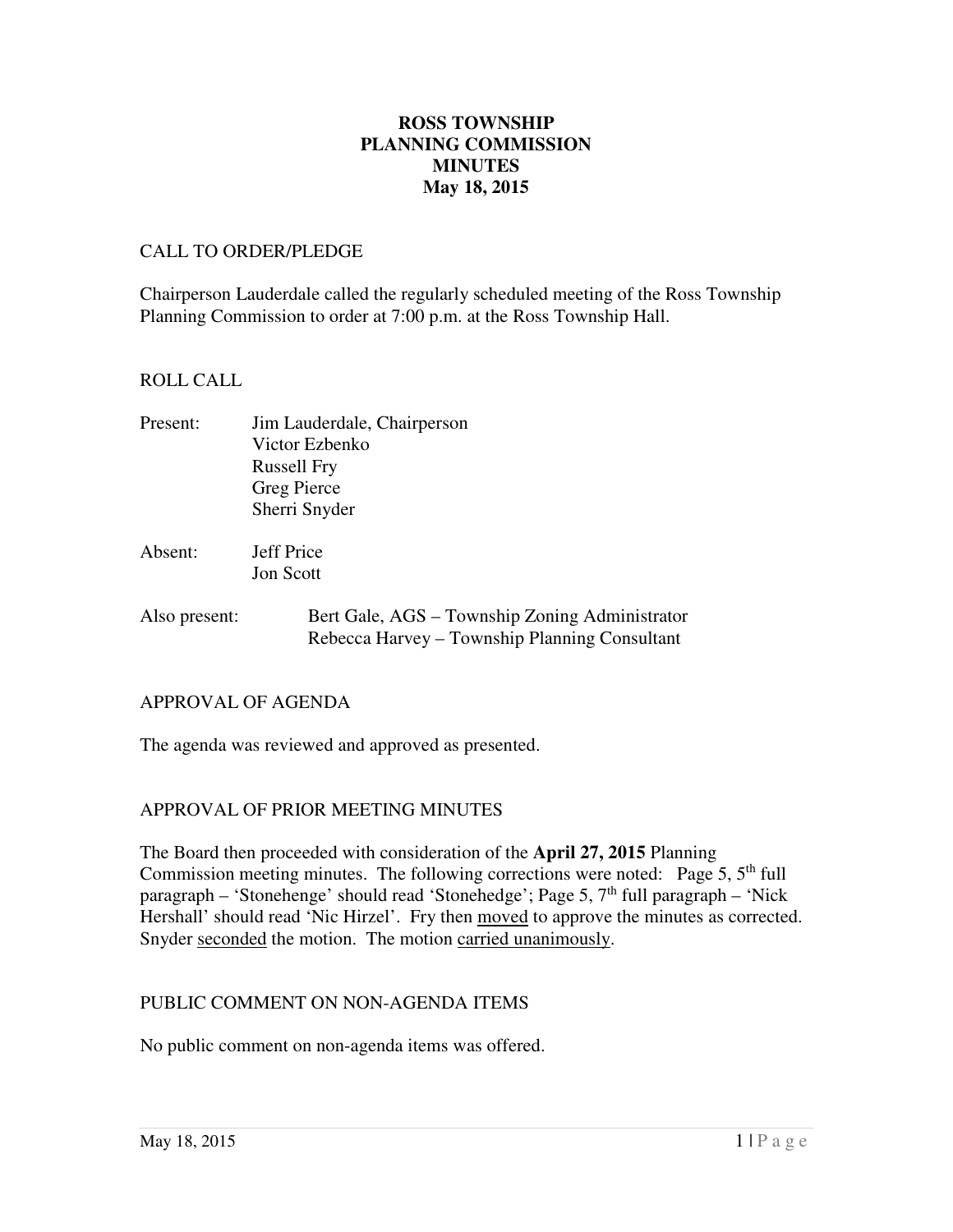# ROSS TOWNSHIP
# PLANNING COMMISSION
# MINUTES
# May 18, 2015

## CALL TO ORDER/PLEDGE

Chairperson Lauderdale called the regularly scheduled meeting of the Ross Township Planning Commission to order at 7:00 p.m. at the Ross Township Hall.

## ROLL CALL

Present: Jim Lauderdale, Chairperson
Victor Ezbenko
Russell Fry
Greg Pierce
Sherri Snyder

Absent: Jeff Price
Jon Scott

Also present: Bert Gale, AGS – Township Zoning Administrator
Rebecca Harvey – Township Planning Consultant

## APPROVAL OF AGENDA

The agenda was reviewed and approved as presented.

## APPROVAL OF PRIOR MEETING MINUTES

The Board then proceeded with consideration of the **April 27, 2015** Planning Commission meeting minutes. The following corrections were noted: Page 5, 5th full paragraph – 'Stonehenge' should read 'Stonehedge'; Page 5, 7th full paragraph – 'Nick Hershall' should read 'Nic Hirzel'. Fry then moved to approve the minutes as corrected. Snyder seconded the motion. The motion carried unanimously.

## PUBLIC COMMENT ON NON-AGENDA ITEMS

No public comment on non-agenda items was offered.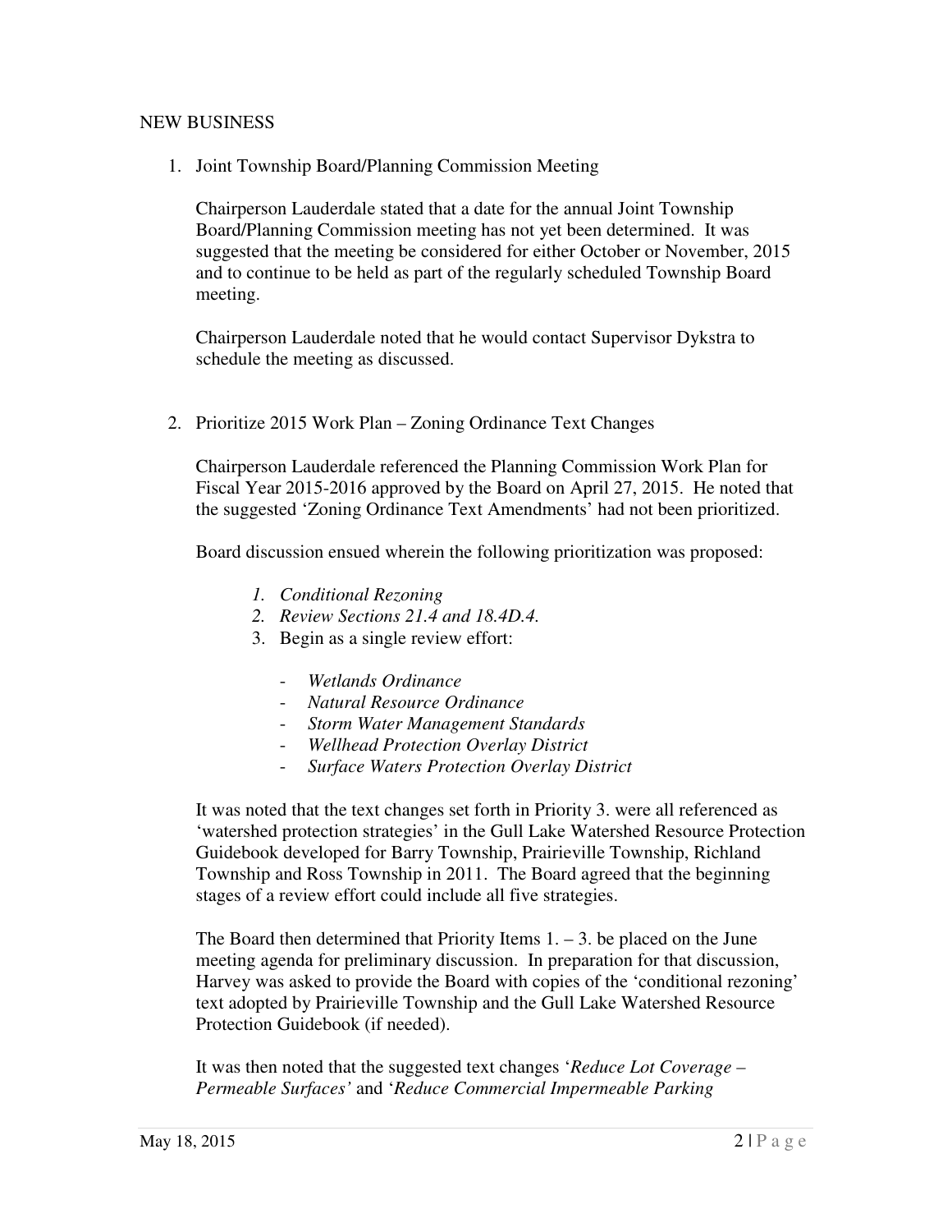NEW BUSINESS

1. Joint Township Board/Planning Commission Meeting

   Chairperson Lauderdale stated that a date for the annual Joint Township Board/Planning Commission meeting has not yet been determined. It was suggested that the meeting be considered for either October or November, 2015 and to continue to be held as part of the regularly scheduled Township Board meeting.

   Chairperson Lauderdale noted that he would contact Supervisor Dykstra to schedule the meeting as discussed.

2. Prioritize 2015 Work Plan – Zoning Ordinance Text Changes

   Chairperson Lauderdale referenced the Planning Commission Work Plan for Fiscal Year 2015-2016 approved by the Board on April 27, 2015. He noted that the suggested 'Zoning Ordinance Text Amendments' had not been prioritized.

   Board discussion ensued wherein the following prioritization was proposed:

   1. *Conditional Rezoning*
   2. *Review Sections 21.4 and 18.4D.4.*
   3. Begin as a single review effort:

      - *Wetlands Ordinance*
      - *Natural Resource Ordinance*
      - *Storm Water Management Standards*
      - *Wellhead Protection Overlay District*
      - *Surface Waters Protection Overlay District*

   It was noted that the text changes set forth in Priority 3. were all referenced as 'watershed protection strategies' in the Gull Lake Watershed Resource Protection Guidebook developed for Barry Township, Prairieville Township, Richland Township and Ross Township in 2011. The Board agreed that the beginning stages of a review effort could include all five strategies.

   The Board then determined that Priority Items 1. – 3. be placed on the June meeting agenda for preliminary discussion. In preparation for that discussion, Harvey was asked to provide the Board with copies of the 'conditional rezoning' text adopted by Prairieville Township and the Gull Lake Watershed Resource Protection Guidebook (if needed).

   It was then noted that the suggested text changes '*Reduce Lot Coverage – Permeable Surfaces'* and '*Reduce Commercial Impermeable Parking*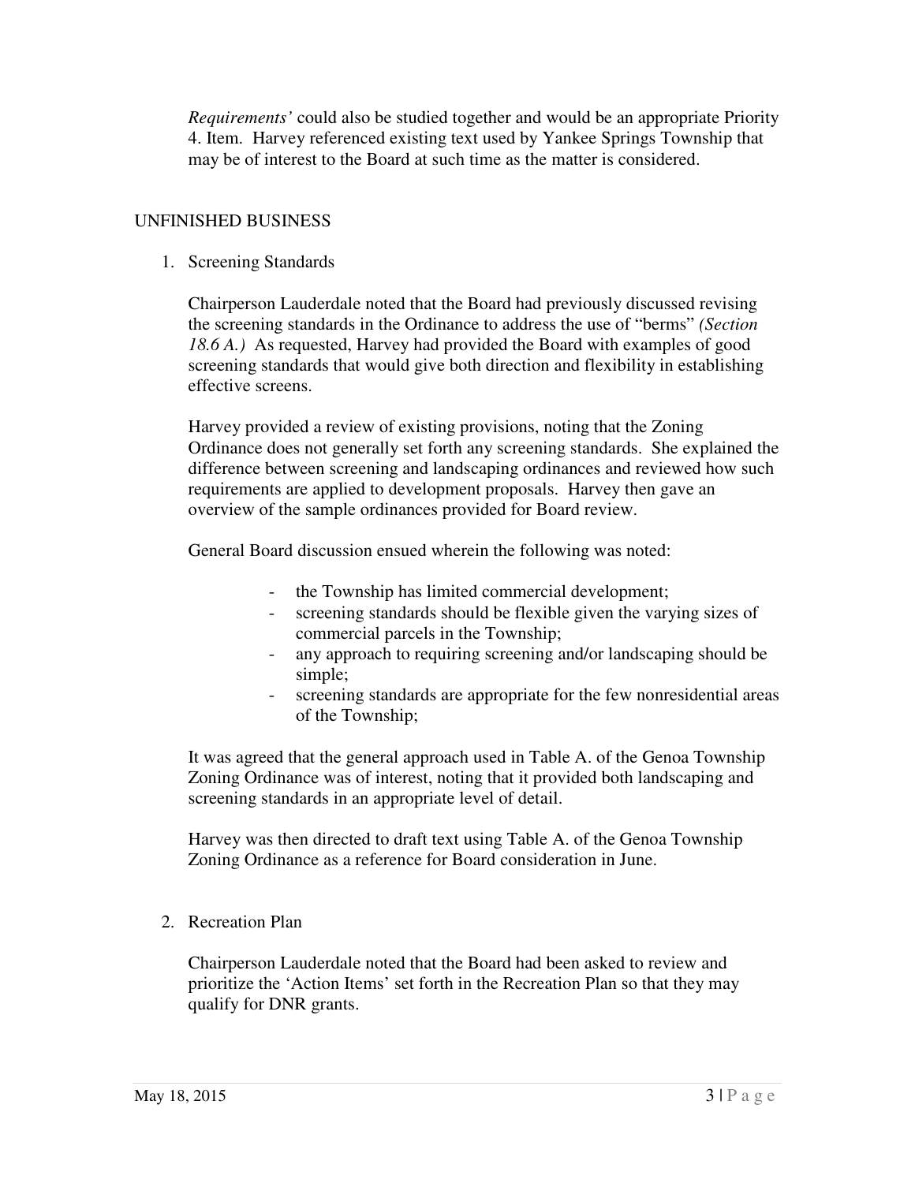*Requirements'* could also be studied together and would be an appropriate Priority 4. Item. Harvey referenced existing text used by Yankee Springs Township that may be of interest to the Board at such time as the matter is considered.

UNFINISHED BUSINESS

1. Screening Standards

   Chairperson Lauderdale noted that the Board had previously discussed revising the screening standards in the Ordinance to address the use of "berms" *(Section 18.6 A.)* As requested, Harvey had provided the Board with examples of good screening standards that would give both direction and flexibility in establishing effective screens.

   Harvey provided a review of existing provisions, noting that the Zoning Ordinance does not generally set forth any screening standards. She explained the difference between screening and landscaping ordinances and reviewed how such requirements are applied to development proposals. Harvey then gave an overview of the sample ordinances provided for Board review.

   General Board discussion ensued wherein the following was noted:

   - the Township has limited commercial development;
   - screening standards should be flexible given the varying sizes of commercial parcels in the Township;
   - any approach to requiring screening and/or landscaping should be simple;
   - screening standards are appropriate for the few nonresidential areas of the Township;

   It was agreed that the general approach used in Table A. of the Genoa Township Zoning Ordinance was of interest, noting that it provided both landscaping and screening standards in an appropriate level of detail.

   Harvey was then directed to draft text using Table A. of the Genoa Township Zoning Ordinance as a reference for Board consideration in June.

2. Recreation Plan

   Chairperson Lauderdale noted that the Board had been asked to review and prioritize the 'Action Items' set forth in the Recreation Plan so that they may qualify for DNR grants.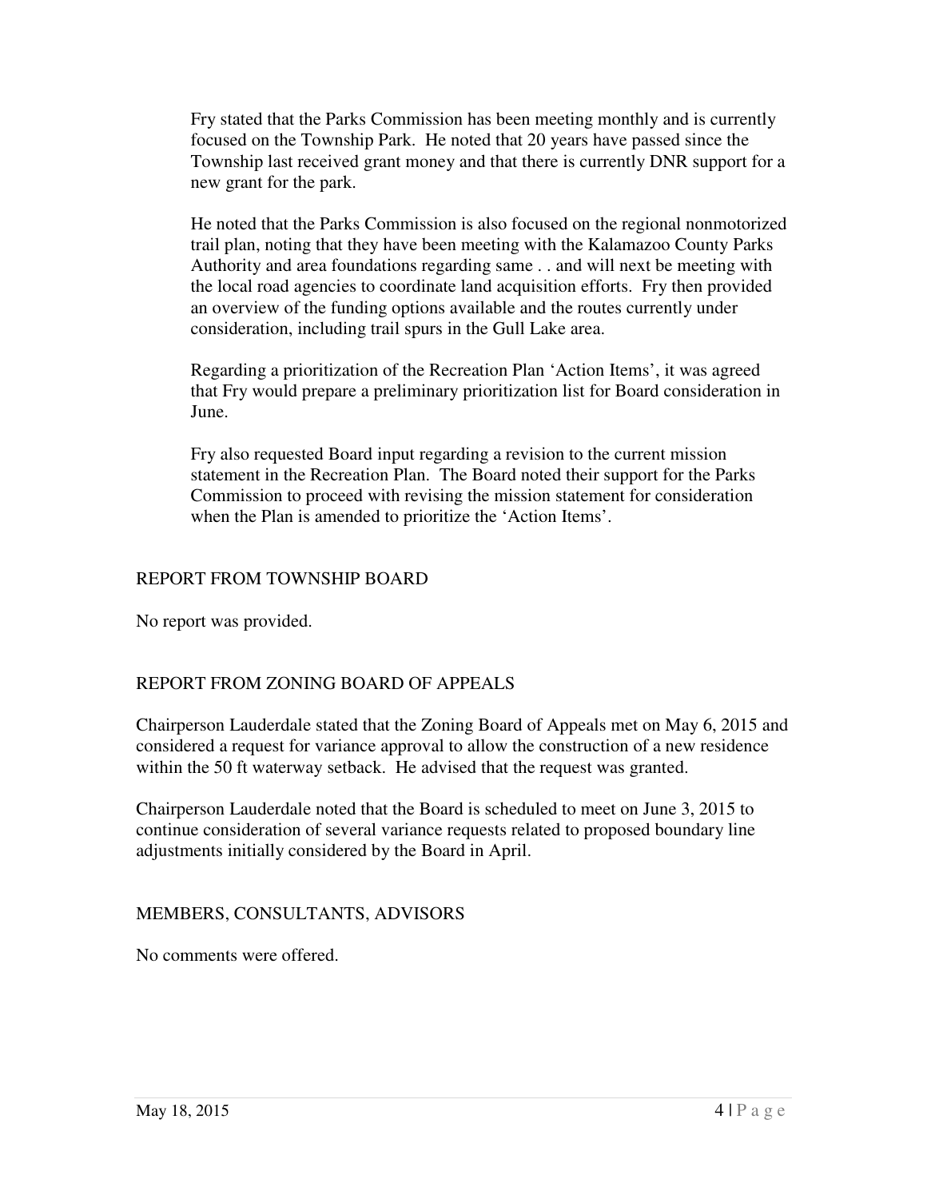Fry stated that the Parks Commission has been meeting monthly and is currently focused on the Township Park. He noted that 20 years have passed since the Township last received grant money and that there is currently DNR support for a new grant for the park.

He noted that the Parks Commission is also focused on the regional nonmotorized trail plan, noting that they have been meeting with the Kalamazoo County Parks Authority and area foundations regarding same . . and will next be meeting with the local road agencies to coordinate land acquisition efforts. Fry then provided an overview of the funding options available and the routes currently under consideration, including trail spurs in the Gull Lake area.

Regarding a prioritization of the Recreation Plan 'Action Items', it was agreed that Fry would prepare a preliminary prioritization list for Board consideration in June.

Fry also requested Board input regarding a revision to the current mission statement in the Recreation Plan. The Board noted their support for the Parks Commission to proceed with revising the mission statement for consideration when the Plan is amended to prioritize the 'Action Items'.

## REPORT FROM TOWNSHIP BOARD

No report was provided.

## REPORT FROM ZONING BOARD OF APPEALS

Chairperson Lauderdale stated that the Zoning Board of Appeals met on May 6, 2015 and considered a request for variance approval to allow the construction of a new residence within the 50 ft waterway setback. He advised that the request was granted.

Chairperson Lauderdale noted that the Board is scheduled to meet on June 3, 2015 to continue consideration of several variance requests related to proposed boundary line adjustments initially considered by the Board in April.

## MEMBERS, CONSULTANTS, ADVISORS

No comments were offered.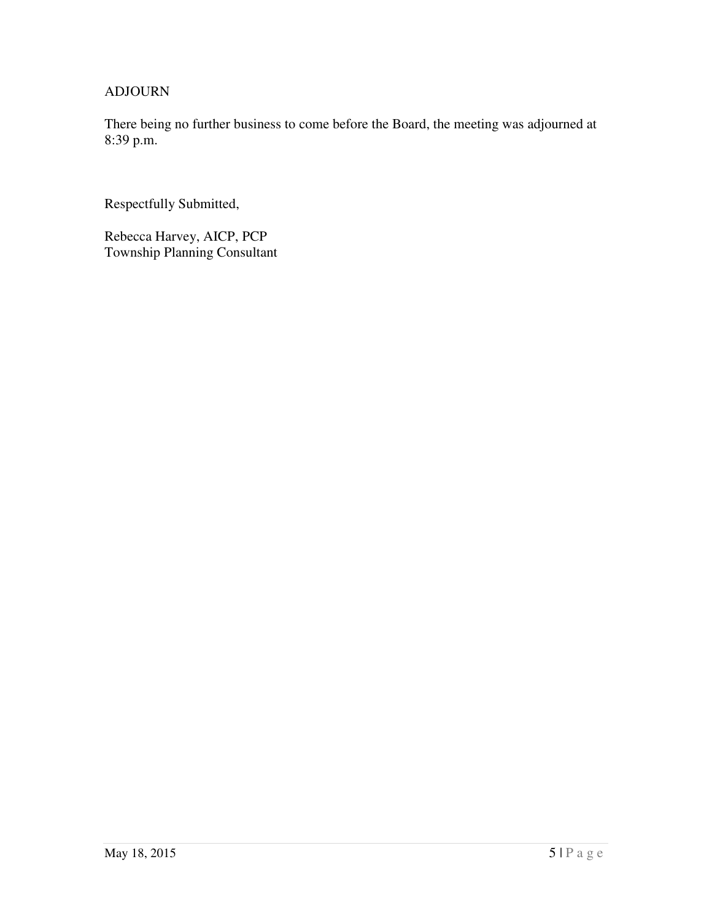## ADJOURN

There being no further business to come before the Board, the meeting was adjourned at 8:39 p.m.

Respectfully Submitted,

Rebecca Harvey, AICP, PCP
Township Planning Consultant